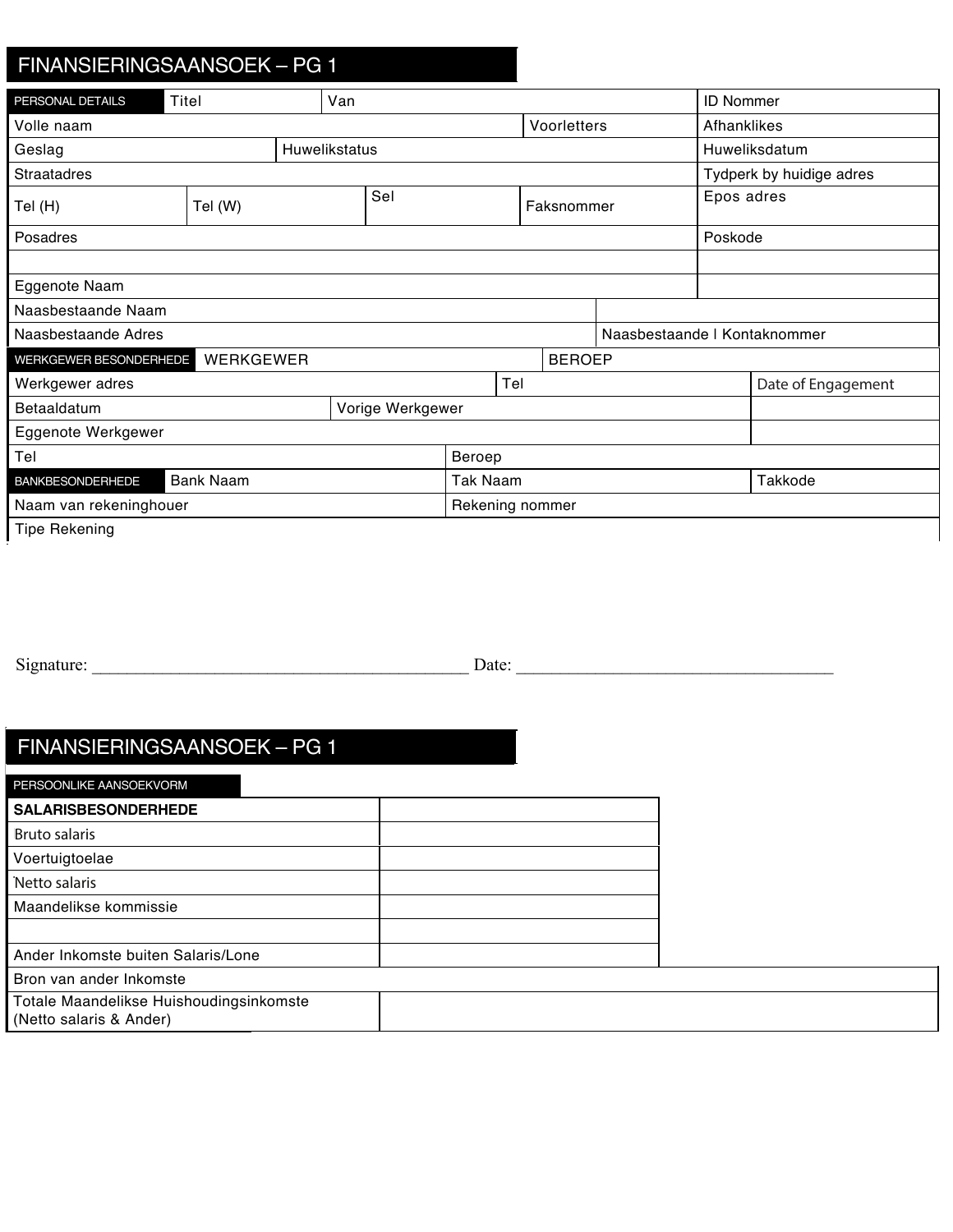## FINANSIERINGSAANSOEK – PG 1

| PERSONAL DETAILS | Titel | Van | | | ID Nommer |
|---|---|---|---|---|---|
| Volle naam | | | | Voorletters | Afhanklikes |
| Geslag | | Huwelikstatus | | | Huweliksdatum |
| Straatadres | | | | | Tydperk by huidige adres |
| Tel (H) | Tel (W) | Sel | Faksnommer | | Epos adres |
| Posadres | | | | | Poskode |
| | | | | | |
| Eggenote Naam | | | | | |
| Naasbestaande Naam | | | | | |
| Naasbestaande Adres | | | | Naasbestaande I Kontaknommer | |
| WERKGEWER BESONDERHEDE | WERKGEWER | | BEROEP | | |
| Werkgewer adres | | | Tel | | Date of Engagement |
| Betaaldatum | | Vorige Werkgewer | | | |
| Eggenote Werkgewer | | | | | |
| Tel | | | Beroep | | |
| BANKBESONDERHEDE | Bank Naam | | Tak Naam | | Takkode |
| Naam van rekeninghouer | | | Rekening nommer | | |
| Tipe Rekening | | | | | |

Signature: ___________________________________________ Date: ____________________________________

## FINANSIERINGSAANSOEK – PG 1

PERSOONLIKE AANSOEKVORM

| **SALARISBESONDERHEDE** | |
|---|---|
| Bruto salaris | |
| Voertuigtoelae | |
| Netto salaris | |
| Maandelikse kommissie | |
| | |
| Ander Inkomste buiten Salaris/Lone | |
| Bron van ander Inkomste | |
| Totale Maandelikse Huishoudingsinkomste (Netto salaris & Ander) | |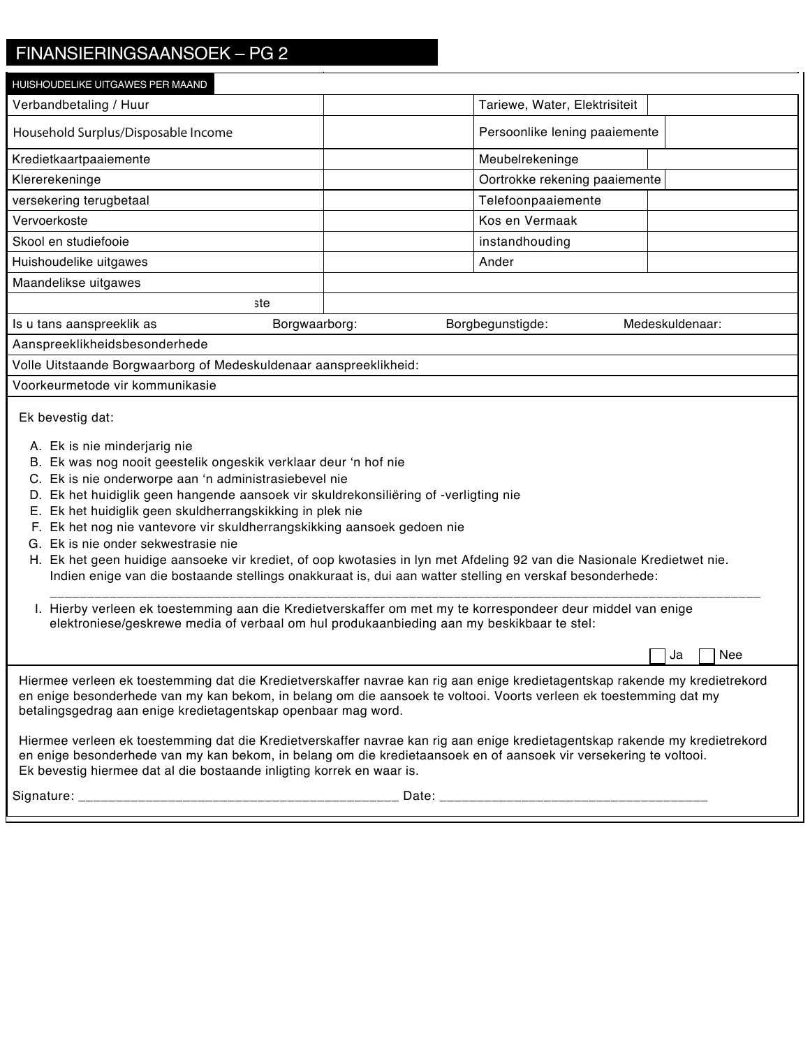# FINANSIERINGSAANSOEK – PG 2

## HUISHOUDELIKE UITGAWES PER MAAND

| | | | |
|---|---|---|---|
| Verbandbetaling / Huur | | Tariewe, Water, Elektrisiteit | |
| Household Surplus/Disposable Income | | Persoonlike lening paaiemente | |
| Kredietkaartpaaiemente | | Meubelrekeninge | |
| Klererekeninge | | Oortrokke rekening paaiemente | |
| versekering terugbetaal | | Telefoonpaaiemente | |
| Vervoerkoste | | Kos en Vermaak | |
| Skool en studiefooie | | instandhouding | |
| Huishoudelike uitgawes | | Ander | |
| Maandelikse uitgawes | | | |
| ste | | | |

Is u tans aanspreeklik as Borgwaarborg: Borgbegunstigde: Medeskuldenaar:

Aanspreeklikheidsbesonderhede

Volle Uitstaande Borgwaarborg of Medeskuldenaar aanspreeklikheid:

Voorkeurmetode vir kommunikasie

Ek bevestig dat:

A. Ek is nie minderjarig nie
B. Ek was nog nooit geestelik ongeskik verklaar deur 'n hof nie
C. Ek is nie onderworpe aan 'n administrasiebevel nie
D. Ek het huidiglik geen hangende aansoek vir skuldrekonsiliëring of -verligting nie
E. Ek het huidiglik geen skuldherrangskikking in plek nie
F. Ek het nog nie vantevore vir skuldherrangskikking aansoek gedoen nie
G. Ek is nie onder sekwestrasie nie
H. Ek het geen huidige aansoeke vir krediet, of oop kwotasies in lyn met Afdeling 92 van die Nasionale Kredietwet nie. Indien enige van die bostaande stellings onakkuraat is, dui aan watter stelling en verskaf besonderhede:
\_\_\_\_\_\_\_\_\_\_\_\_\_\_\_\_\_\_\_\_\_\_\_\_\_\_\_\_\_\_\_\_\_\_\_\_\_\_\_\_\_\_\_\_\_\_\_\_\_\_\_\_\_\_\_\_\_\_\_\_\_\_\_\_\_\_\_\_\_\_\_\_\_\_\_\_\_\_
I. Hierby verleen ek toestemming aan die Kredietverskaffer om met my te korrespondeer deur middel van enige elektroniese/geskrewe media of verbaal om hul produkaanbieding aan my beskikbaar te stel:

☐ Ja ☐ Nee

Hiermee verleen ek toestemming dat die Kredietverskaffer navrae kan rig aan enige kredietagentskap rakende my kredietrekord en enige besonderhede van my kan bekom, in belang om die aansoek te voltooi. Voorts verleen ek toestemming dat my betalingsgedrag aan enige kredietagentskap openbaar mag word.

Hiermee verleen ek toestemming dat die Kredietverskaffer navrae kan rig aan enige kredietagentskap rakende my kredietrekord en enige besonderhede van my kan bekom, in belang om die kredietaansoek en of aansoek vir versekering te voltooi. Ek bevestig hiermee dat al die bostaande inligting korrek en waar is.

Signature: \_\_\_\_\_\_\_\_\_\_\_\_\_\_\_\_\_\_\_\_\_\_\_\_\_\_\_\_\_\_\_\_\_\_\_\_\_\_\_\_ Date: \_\_\_\_\_\_\_\_\_\_\_\_\_\_\_\_\_\_\_\_\_\_\_\_\_\_\_\_\_\_\_\_\_\_